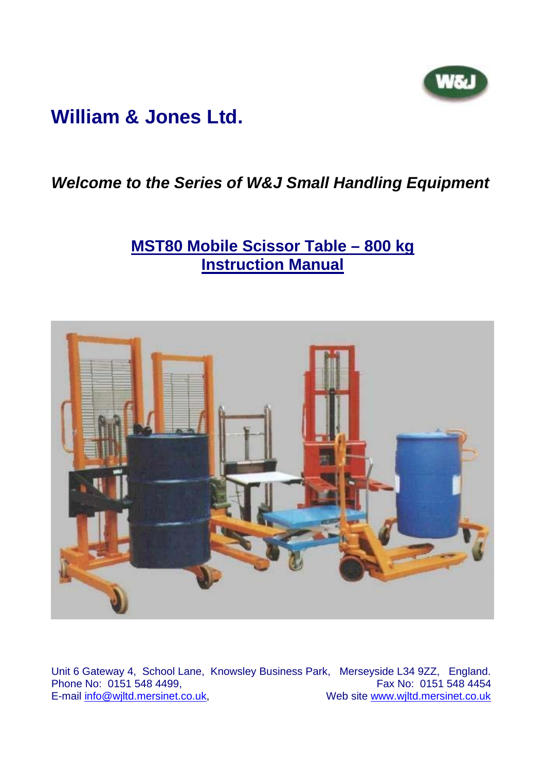# William & Jones Ltd.

## *Welcome to the Series of W&J Small Handling Equipment*

## MST80 Mobile Scissor Table – 800 kg
## Instruction Manual

Unit 6 Gateway 4, School Lane, Knowsley Business Park, Merseyside L34 9ZZ, England.
Phone No: 0151 548 4499, Fax No: 0151 548 4454
E-mail info@wjltd.mersinet.co.uk, Web site www.wjltd.mersinet.co.uk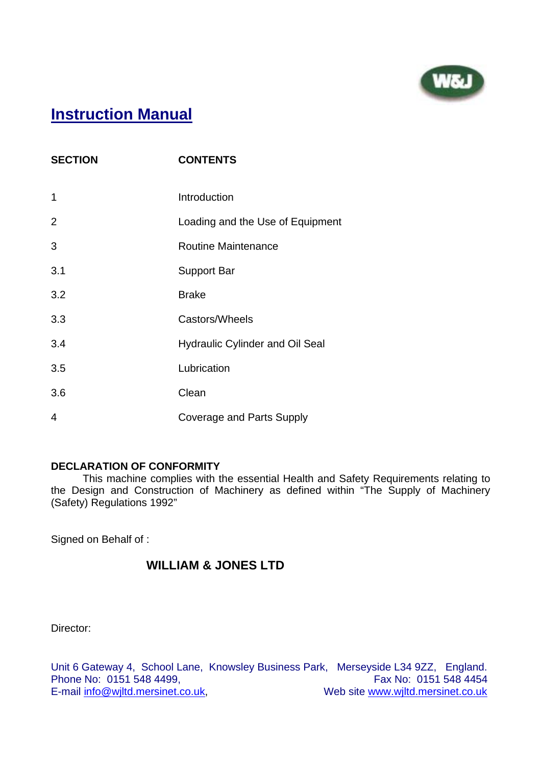# Instruction Manual

| SECTION | CONTENTS |
|---|---|
| 1 | Introduction |
| 2 | Loading and the Use of Equipment |
| 3 | Routine Maintenance |
| 3.1 | Support Bar |
| 3.2 | Brake |
| 3.3 | Castors/Wheels |
| 3.4 | Hydraulic Cylinder and Oil Seal |
| 3.5 | Lubrication |
| 3.6 | Clean |
| 4 | Coverage and Parts Supply |

**DECLARATION OF CONFORMITY**

This machine complies with the essential Health and Safety Requirements relating to the Design and Construction of Machinery as defined within "The Supply of Machinery (Safety) Regulations 1992"

Signed on Behalf of :

**WILLIAM & JONES LTD**

Director:

Unit 6 Gateway 4, School Lane, Knowsley Business Park, Merseyside L34 9ZZ, England.
Phone No: 0151 548 4499, Fax No: 0151 548 4454
E-mail info@wjltd.mersinet.co.uk, Web site www.wjltd.mersinet.co.uk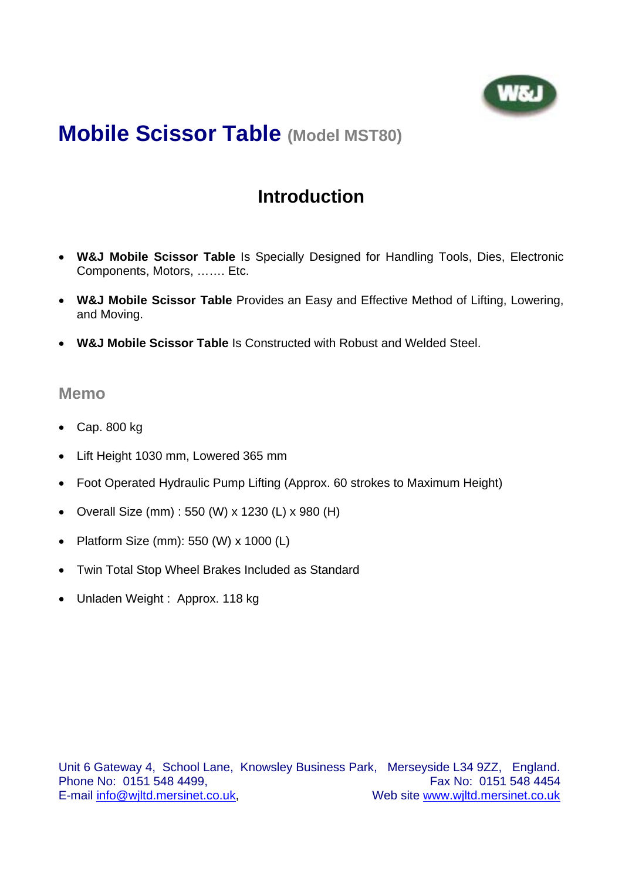# Mobile Scissor Table (Model MST80)

## Introduction

- **W&J Mobile Scissor Table** Is Specially Designed for Handling Tools, Dies, Electronic Components, Motors, ……. Etc.
- **W&J Mobile Scissor Table** Provides an Easy and Effective Method of Lifting, Lowering, and Moving.
- **W&J Mobile Scissor Table** Is Constructed with Robust and Welded Steel.

### Memo

- Cap. 800 kg
- Lift Height 1030 mm, Lowered 365 mm
- Foot Operated Hydraulic Pump Lifting (Approx. 60 strokes to Maximum Height)
- Overall Size (mm) : 550 (W) x 1230 (L) x 980 (H)
- Platform Size (mm): 550 (W) x 1000 (L)
- Twin Total Stop Wheel Brakes Included as Standard
- Unladen Weight : Approx. 118 kg

Unit 6 Gateway 4, School Lane, Knowsley Business Park, Merseyside L34 9ZZ, England.
Phone No: 0151 548 4499, Fax No: 0151 548 4454
E-mail info@wjltd.mersinet.co.uk, Web site www.wjltd.mersinet.co.uk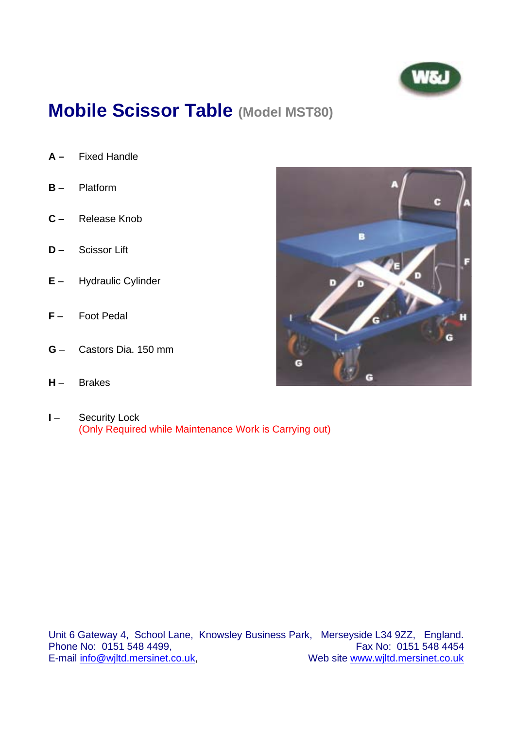# Mobile Scissor Table (Model MST80)

**A –** Fixed Handle

**B –** Platform

**C –** Release Knob

**D –** Scissor Lift

**E –** Hydraulic Cylinder

**F –** Foot Pedal

**G –** Castors Dia. 150 mm

**H –** Brakes

**I –** Security Lock
(Only Required while Maintenance Work is Carrying out)

Unit 6 Gateway 4, School Lane, Knowsley Business Park, Merseyside L34 9ZZ, England.
Phone No: 0151 548 4499, Fax No: 0151 548 4454
E-mail info@wjltd.mersinet.co.uk, Web site www.wjltd.mersinet.co.uk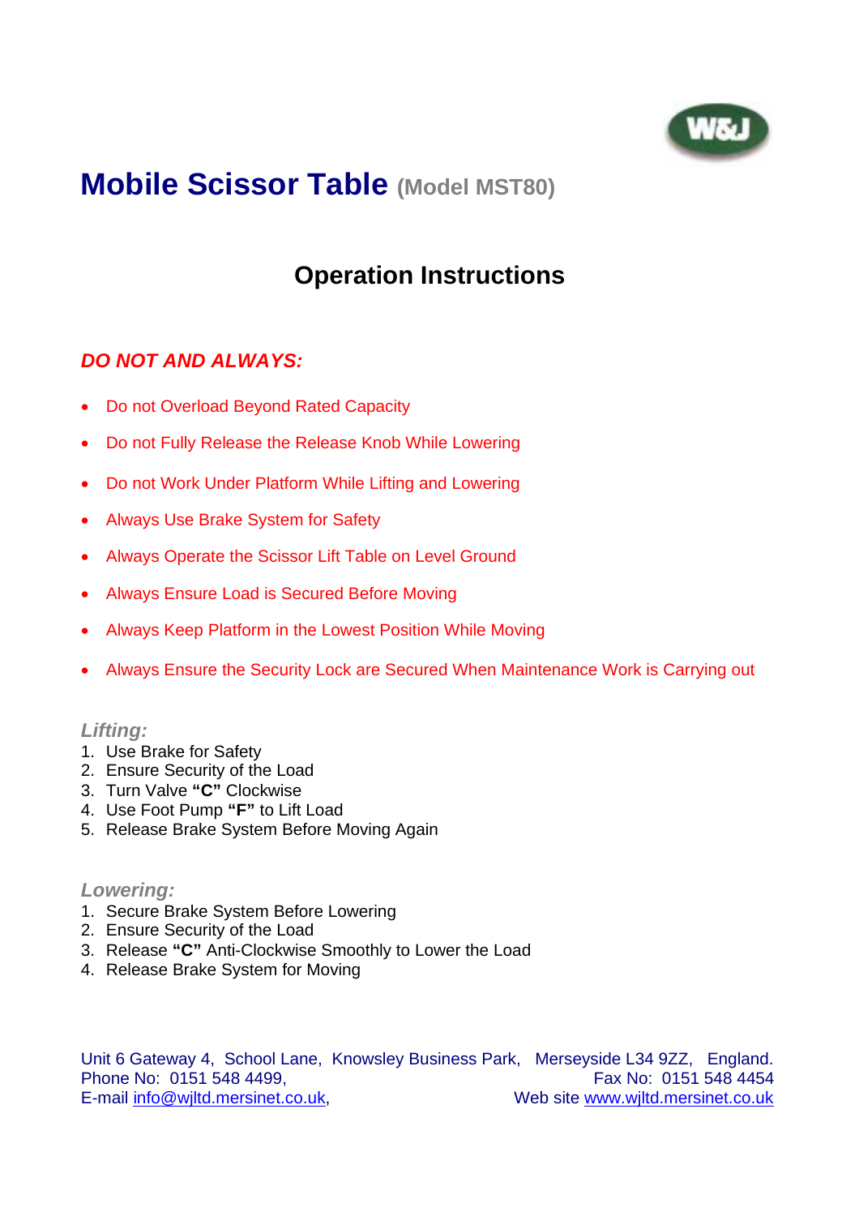W&J

# Mobile Scissor Table (Model MST80)

## Operation Instructions

### *DO NOT AND ALWAYS:*

- Do not Overload Beyond Rated Capacity
- Do not Fully Release the Release Knob While Lowering
- Do not Work Under Platform While Lifting and Lowering
- Always Use Brake System for Safety
- Always Operate the Scissor Lift Table on Level Ground
- Always Ensure Load is Secured Before Moving
- Always Keep Platform in the Lowest Position While Moving
- Always Ensure the Security Lock are Secured When Maintenance Work is Carrying out

### *Lifting:*

1. Use Brake for Safety
2. Ensure Security of the Load
3. Turn Valve **"C"** Clockwise
4. Use Foot Pump **"F"** to Lift Load
5. Release Brake System Before Moving Again

### *Lowering:*

1. Secure Brake System Before Lowering
2. Ensure Security of the Load
3. Release **"C"** Anti-Clockwise Smoothly to Lower the Load
4. Release Brake System for Moving

Unit 6 Gateway 4, School Lane, Knowsley Business Park, Merseyside L34 9ZZ, England.
Phone No: 0151 548 4499, Fax No: 0151 548 4454
E-mail info@wjltd.mersinet.co.uk, Web site www.wjltd.mersinet.co.uk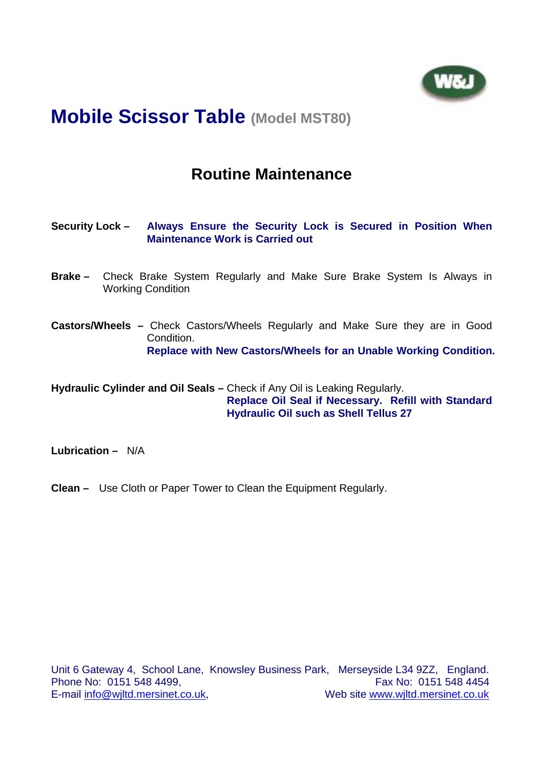# Mobile Scissor Table (Model MST80)

## Routine Maintenance

**Security Lock –** **Always Ensure the Security Lock is Secured in Position When Maintenance Work is Carried out**

**Brake –** Check Brake System Regularly and Make Sure Brake System Is Always in Working Condition

**Castors/Wheels –** Check Castors/Wheels Regularly and Make Sure they are in Good Condition.
**Replace with New Castors/Wheels for an Unable Working Condition.**

**Hydraulic Cylinder and Oil Seals –** Check if Any Oil is Leaking Regularly.
**Replace Oil Seal if Necessary. Refill with Standard Hydraulic Oil such as Shell Tellus 27**

**Lubrication –** N/A

**Clean –** Use Cloth or Paper Tower to Clean the Equipment Regularly.

Unit 6 Gateway 4, School Lane, Knowsley Business Park, Merseyside L34 9ZZ, England.
Phone No: 0151 548 4499, Fax No: 0151 548 4454
E-mail info@wjltd.mersinet.co.uk, Web site www.wjltd.mersinet.co.uk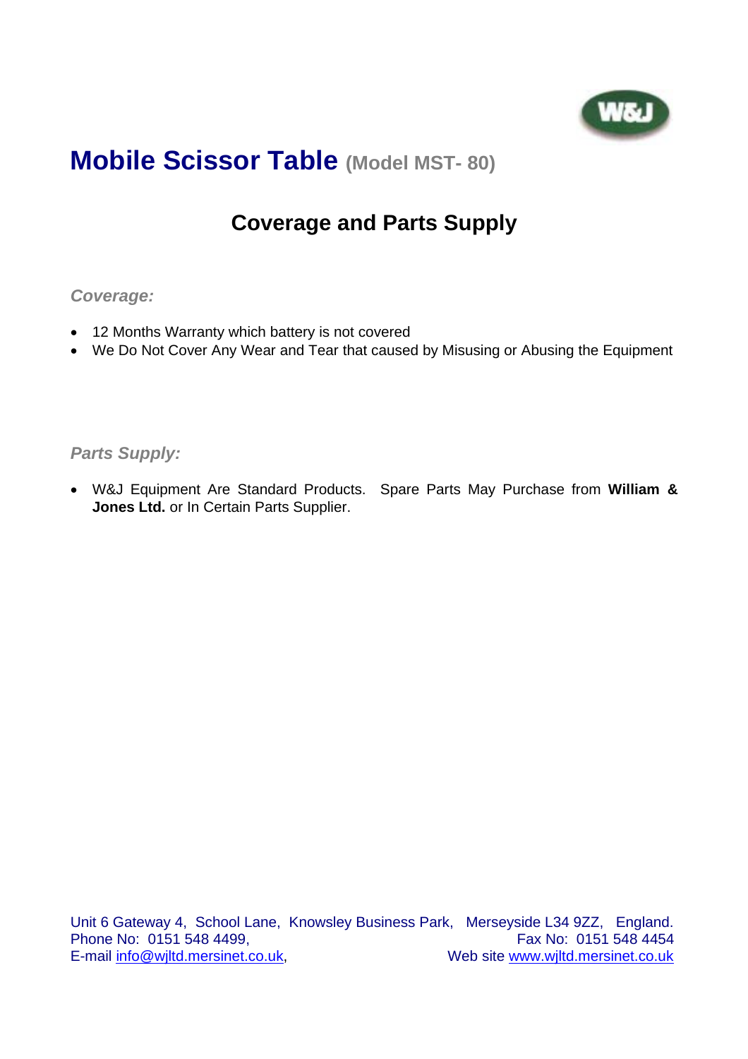# Mobile Scissor Table (Model MST- 80)

## Coverage and Parts Supply

*Coverage:*

- 12 Months Warranty which battery is not covered
- We Do Not Cover Any Wear and Tear that caused by Misusing or Abusing the Equipment

*Parts Supply:*

- W&J Equipment Are Standard Products. Spare Parts May Purchase from **William & Jones Ltd.** or In Certain Parts Supplier.

Unit 6 Gateway 4, School Lane, Knowsley Business Park, Merseyside L34 9ZZ, England.
Phone No: 0151 548 4499, Fax No: 0151 548 4454
E-mail info@wjltd.mersinet.co.uk, Web site www.wjltd.mersinet.co.uk